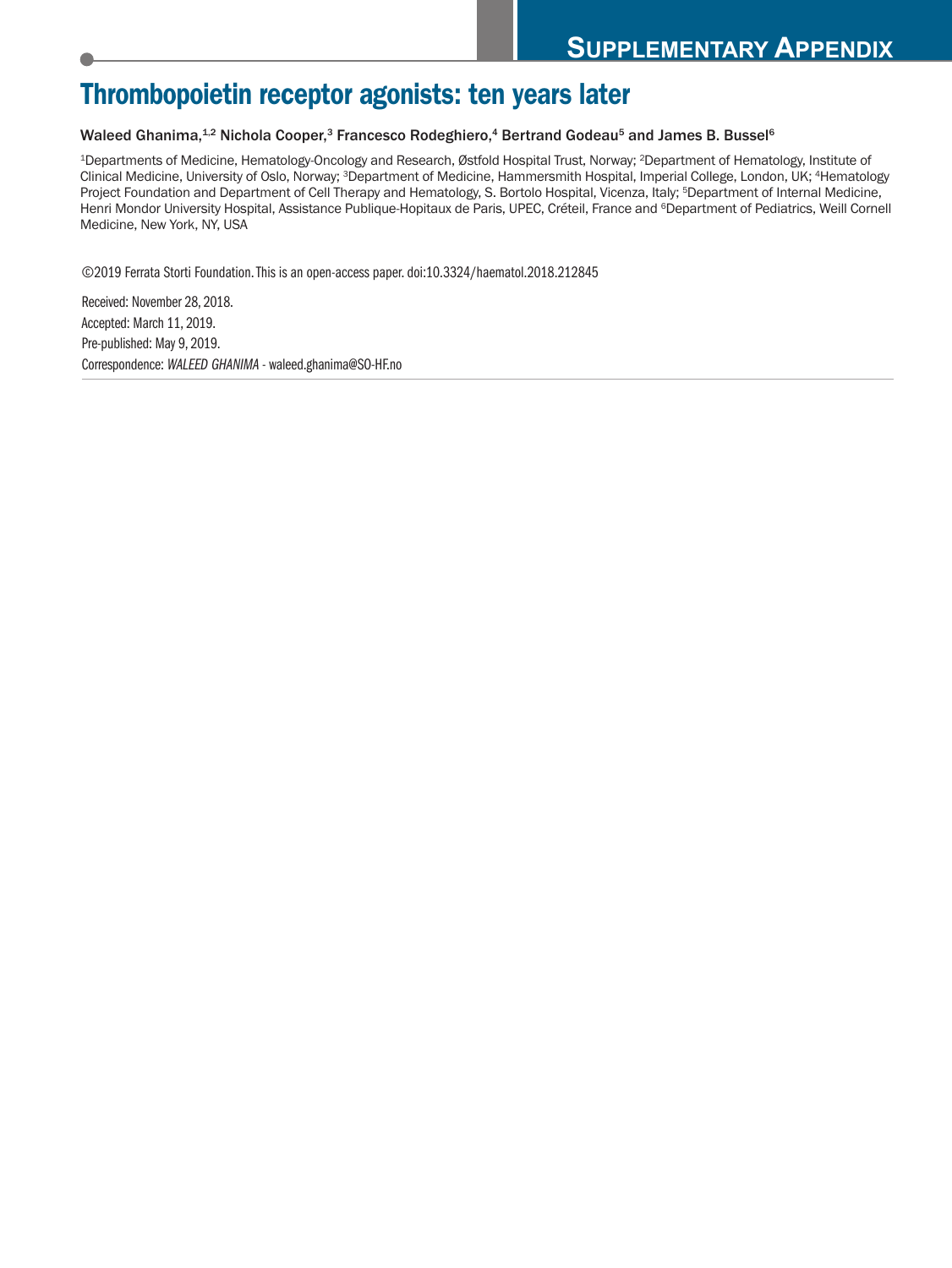# Supplementary Appendix

# Thrombopoietin receptor agonists: ten years later

Waleed Ghanima,[1,2] Nichola Cooper,[3] Francesco Rodeghiero,[4] Bertrand Godeau[5] and James B. Bussel[6]

[1]Departments of Medicine, Hematology-Oncology and Research, Østfold Hospital Trust, Norway; [2]Department of Hematology, Institute of Clinical Medicine, University of Oslo, Norway; [3]Department of Medicine, Hammersmith Hospital, Imperial College, London, UK; [4]Hematology Project Foundation and Department of Cell Therapy and Hematology, S. Bortolo Hospital, Vicenza, Italy; [5]Department of Internal Medicine, Henri Mondor University Hospital, Assistance Publique-Hopitaux de Paris, UPEC, Créteil, France and [6]Department of Pediatrics, Weill Cornell Medicine, New York, NY, USA

©2019 Ferrata Storti Foundation. This is an open-access paper. doi:10.3324/haematol.2018.212845

Received: November 28, 2018.
Accepted: March 11, 2019.
Pre-published: May 9, 2019.
Correspondence: *WALEED GHANIMA* - waleed.ghanima@SO-HF.no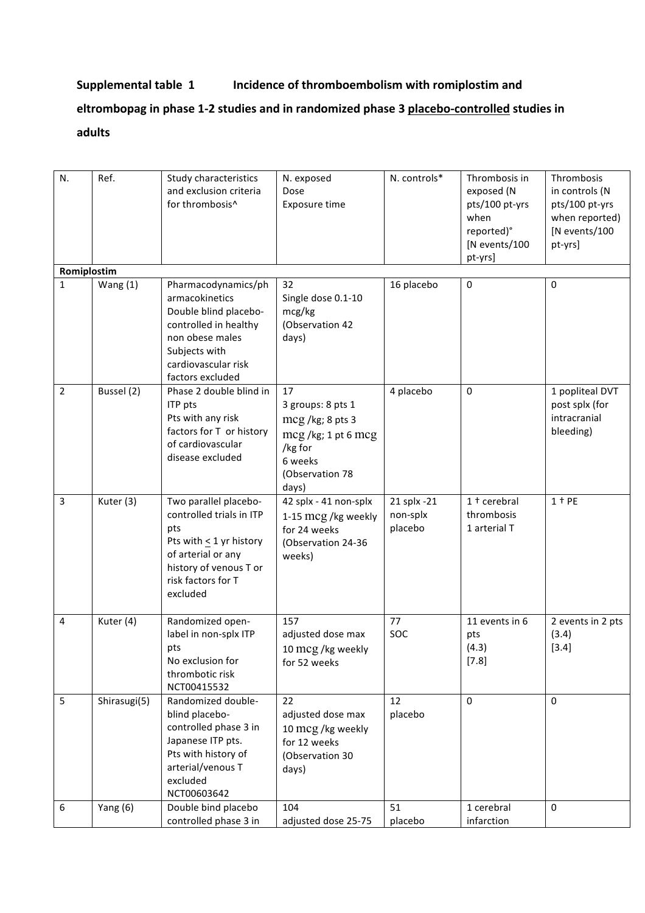**Supplemental table 1 Incidence of thromboembolism with romiplostim and eltrombopag in phase 1-2 studies and in randomized phase 3 placebo-controlled studies in adults**

| N. | Ref. | Study characteristics and exclusion criteria for thrombosis^ | N. exposed Dose Exposure time | N. controls* | Thrombosis in exposed (N pts/100 pt-yrs when reported)° [N events/100 pt-yrs] | Thrombosis in controls (N pts/100 pt-yrs when reported) [N events/100 pt-yrs] |
|---|---|---|---|---|---|---|
| **Romiplostim** | | | | | | |
| 1 | Wang (1) | Pharmacodynamics/pharmacokinetics Double blind placebo-controlled in healthy non obese males Subjects with cardiovascular risk factors excluded | 32 Single dose 0.1-10 mcg/kg (Observation 42 days) | 16 placebo | 0 | 0 |
| 2 | Bussel (2) | Phase 2 double blind in ITP pts Pts with any risk factors for T or history of cardiovascular disease excluded | 17 3 groups: 8 pts 1 mcg /kg; 8 pts 3 mcg /kg; 1 pt 6 mcg /kg for 6 weeks (Observation 78 days) | 4 placebo | 0 | 1 popliteal DVT post splx (for intracranial bleeding) |
| 3 | Kuter (3) | Two parallel placebo-controlled trials in ITP pts Pts with ≤ 1 yr history of arterial or any history of venous T or risk factors for T excluded | 42 splx - 41 non-splx 1-15 mcg /kg weekly for 24 weeks (Observation 24-36 weeks) | 21 splx -21 non-splx placebo | 1 † cerebral thrombosis 1 arterial T | 1 † PE |
| 4 | Kuter (4) | Randomized open-label in non-splx ITP pts No exclusion for thrombotic risk NCT00415532 | 157 adjusted dose max 10 mcg /kg weekly for 52 weeks | 77 SOC | 11 events in 6 pts (4.3) [7.8] | 2 events in 2 pts (3.4) [3.4] |
| 5 | Shirasugi(5) | Randomized double-blind placebo-controlled phase 3 in Japanese ITP pts. Pts with history of arterial/venous T excluded NCT00603642 | 22 adjusted dose max 10 mcg /kg weekly for 12 weeks (Observation 30 days) | 12 placebo | 0 | 0 |
| 6 | Yang (6) | Double bind placebo controlled phase 3 in | 104 adjusted dose 25-75 | 51 placebo | 1 cerebral infarction | 0 |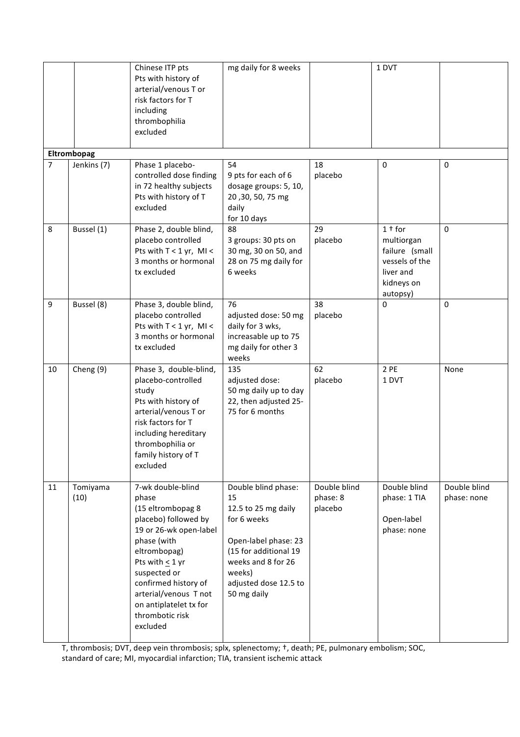|  |  |  |  |  |  |  |
|---|---|---|---|---|---|---|
|  |  | Chinese ITP pts<br>Pts with history of arterial/venous T or risk factors for T including thrombophilia excluded | mg daily for 8 weeks |  | 1 DVT |  |
| **Eltrombopag** |  |  |  |  |  |  |
| 7 | Jenkins (7) | Phase 1 placebo-controlled dose finding in 72 healthy subjects<br>Pts with history of T excluded | 54<br>9 pts for each of 6 dosage groups: 5, 10, 20 ,30, 50, 75 mg daily<br>for 10 days | 18<br>placebo | 0 | 0 |
| 8 | Bussel (1) | Phase 2, double blind, placebo controlled<br>Pts with T < 1 yr, MI < 3 months or hormonal tx excluded | 88<br>3 groups: 30 pts on 30 mg, 30 on 50, and 28 on 75 mg daily for 6 weeks | 29<br>placebo | 1 † for multiorgan failure (small vessels of the liver and kidneys on autopsy) | 0 |
| 9 | Bussel (8) | Phase 3, double blind, placebo controlled<br>Pts with T < 1 yr, MI < 3 months or hormonal tx excluded | 76<br>adjusted dose: 50 mg daily for 3 wks, increasable up to 75 mg daily for other 3 weeks | 38<br>placebo | 0 | 0 |
| 10 | Cheng (9) | Phase 3, double-blind, placebo-controlled study<br>Pts with history of arterial/venous T or risk factors for T including hereditary thrombophilia or family history of T excluded | 135<br>adjusted dose:<br>50 mg daily up to day 22, then adjusted 25-75 for 6 months | 62<br>placebo | 2 PE<br>1 DVT | None |
| 11 | Tomiyama (10) | 7-wk double-blind phase<br>(15 eltrombopag 8 placebo) followed by 19 or 26-wk open-label phase (with eltrombopag)<br>Pts with ≤ 1 yr suspected or confirmed history of arterial/venous T not on antiplatelet tx for thrombotic risk excluded | Double blind phase: 15<br>12.5 to 25 mg daily for 6 weeks<br><br>Open-label phase: 23 (15 for additional 19 weeks and 8 for 26 weeks)<br>adjusted dose 12.5 to 50 mg daily | Double blind phase: 8<br>placebo | Double blind phase: 1 TIA<br><br>Open-label phase: none | Double blind phase: none |

T, thrombosis; DVT, deep vein thrombosis; splx, splenectomy; †, death; PE, pulmonary embolism; SOC, standard of care; MI, myocardial infarction; TIA, transient ischemic attack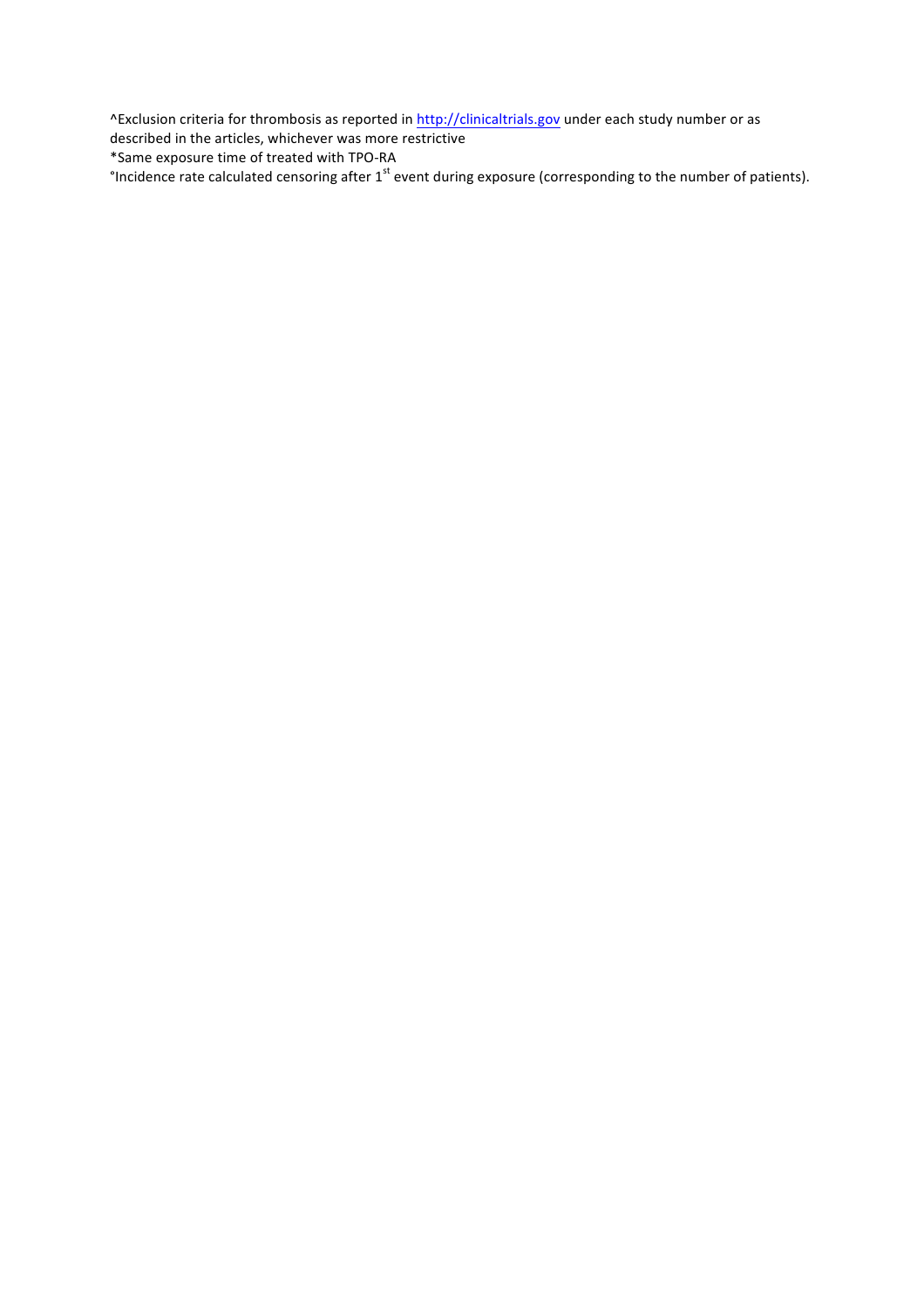^Exclusion criteria for thrombosis as reported in http://clinicaltrials.gov under each study number or as described in the articles, whichever was more restrictive

*Same exposure time of treated with TPO-RA

°Incidence rate calculated censoring after 1st event during exposure (corresponding to the number of patients).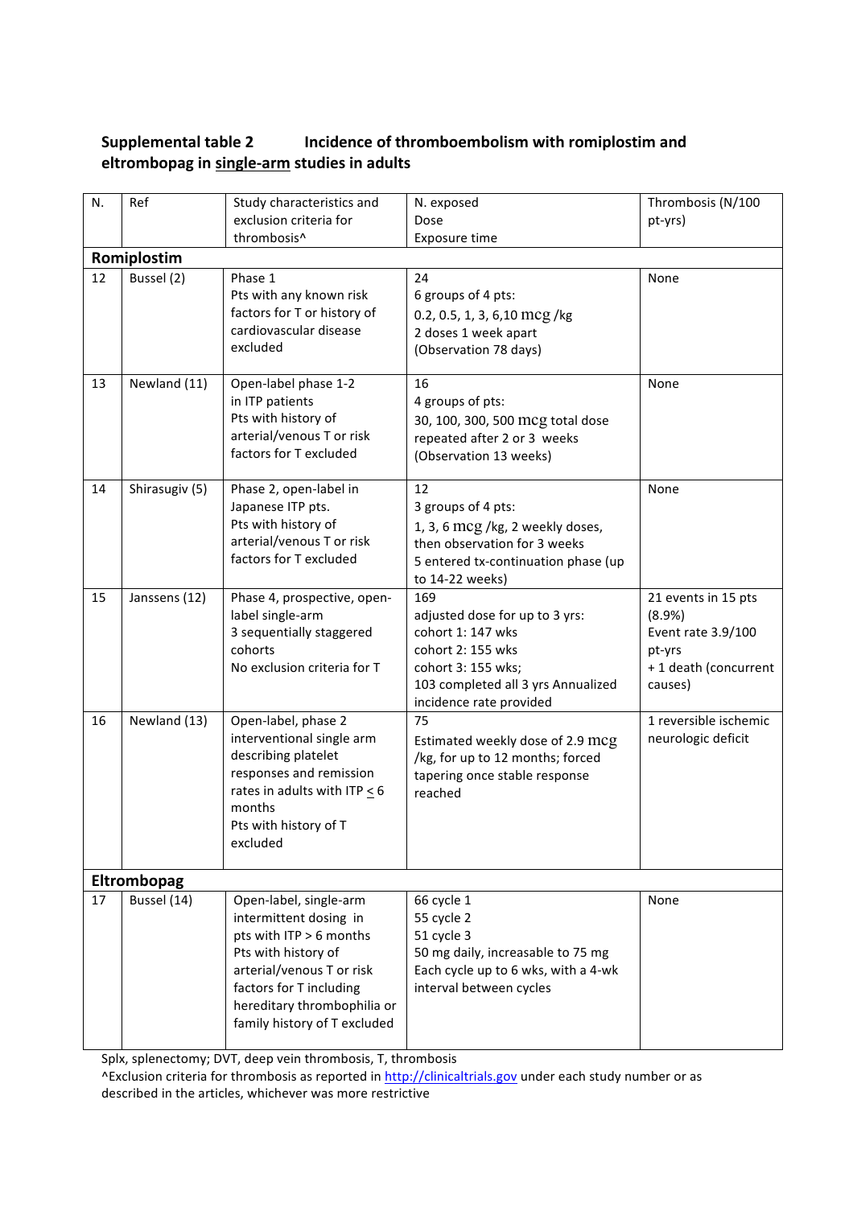**Supplemental table 2 Incidence of thromboembolism with romiplostim and eltrombopag in single-arm studies in adults**

| N. | Ref | Study characteristics and exclusion criteria for thrombosis^ | N. exposed<br>Dose<br>Exposure time | Thrombosis (N/100 pt-yrs) |
|---|---|---|---|---|
| **Romiplostim** | | | | |
| 12 | Bussel (2) | Phase 1<br>Pts with any known risk factors for T or history of cardiovascular disease excluded | 24<br>6 groups of 4 pts:<br>0.2, 0.5, 1, 3, 6,10 mcg /kg<br>2 doses 1 week apart<br>(Observation 78 days) | None |
| 13 | Newland (11) | Open-label phase 1-2 in ITP patients<br>Pts with history of arterial/venous T or risk factors for T excluded | 16<br>4 groups of pts:<br>30, 100, 300, 500 mcg total dose repeated after 2 or 3 weeks<br>(Observation 13 weeks) | None |
| 14 | Shirasugiv (5) | Phase 2, open-label in Japanese ITP pts.<br>Pts with history of arterial/venous T or risk factors for T excluded | 12<br>3 groups of 4 pts:<br>1, 3, 6 mcg /kg, 2 weekly doses, then observation for 3 weeks<br>5 entered tx-continuation phase (up to 14-22 weeks) | None |
| 15 | Janssens (12) | Phase 4, prospective, open-label single-arm<br>3 sequentially staggered cohorts<br>No exclusion criteria for T | 169<br>adjusted dose for up to 3 yrs:<br>cohort 1: 147 wks<br>cohort 2: 155 wks<br>cohort 3: 155 wks;<br>103 completed all 3 yrs Annualized incidence rate provided | 21 events in 15 pts (8.9%)<br>Event rate 3.9/100 pt-yrs<br>+ 1 death (concurrent causes) |
| 16 | Newland (13) | Open-label, phase 2 interventional single arm describing platelet responses and remission rates in adults with ITP ≤ 6 months<br>Pts with history of T excluded | 75<br>Estimated weekly dose of 2.9 mcg /kg, for up to 12 months; forced tapering once stable response reached | 1 reversible ischemic neurologic deficit |
| **Eltrombopag** | | | | |
| 17 | Bussel (14) | Open-label, single-arm intermittent dosing in pts with ITP > 6 months<br>Pts with history of arterial/venous T or risk factors for T including hereditary thrombophilia or family history of T excluded | 66 cycle 1<br>55 cycle 2<br>51 cycle 3<br>50 mg daily, increasable to 75 mg<br>Each cycle up to 6 wks, with a 4-wk interval between cycles | None |

Splx, splenectomy; DVT, deep vein thrombosis, T, thrombosis

^Exclusion criteria for thrombosis as reported in http://clinicaltrials.gov under each study number or as described in the articles, whichever was more restrictive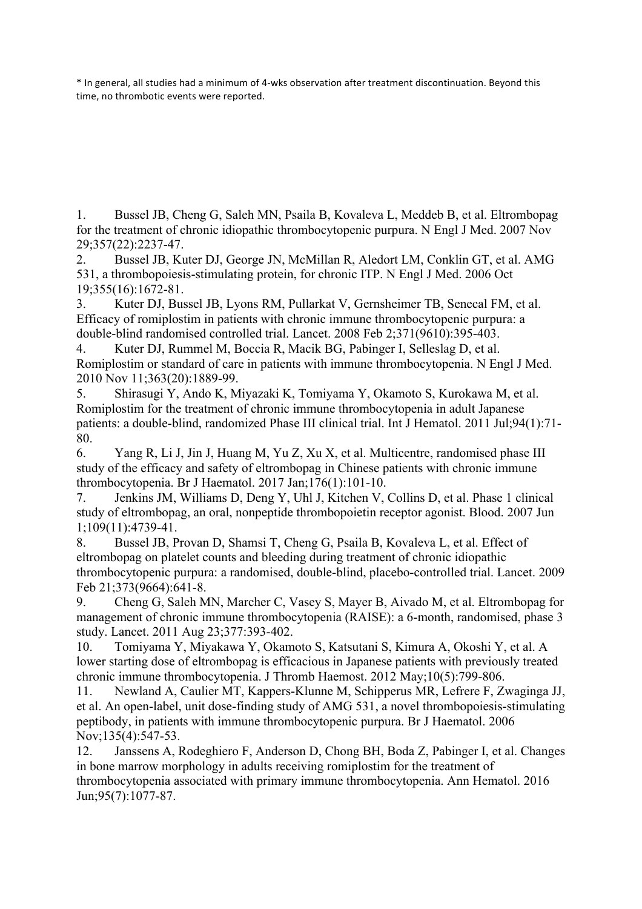* In general, all studies had a minimum of 4-wks observation after treatment discontinuation. Beyond this time, no thrombotic events were reported.

1. Bussel JB, Cheng G, Saleh MN, Psaila B, Kovaleva L, Meddeb B, et al. Eltrombopag for the treatment of chronic idiopathic thrombocytopenic purpura. N Engl J Med. 2007 Nov 29;357(22):2237-47.
2. Bussel JB, Kuter DJ, George JN, McMillan R, Aledort LM, Conklin GT, et al. AMG 531, a thrombopoiesis-stimulating protein, for chronic ITP. N Engl J Med. 2006 Oct 19;355(16):1672-81.
3. Kuter DJ, Bussel JB, Lyons RM, Pullarkat V, Gernsheimer TB, Senecal FM, et al. Efficacy of romiplostim in patients with chronic immune thrombocytopenic purpura: a double-blind randomised controlled trial. Lancet. 2008 Feb 2;371(9610):395-403.
4. Kuter DJ, Rummel M, Boccia R, Macik BG, Pabinger I, Selleslag D, et al. Romiplostim or standard of care in patients with immune thrombocytopenia. N Engl J Med. 2010 Nov 11;363(20):1889-99.
5. Shirasugi Y, Ando K, Miyazaki K, Tomiyama Y, Okamoto S, Kurokawa M, et al. Romiplostim for the treatment of chronic immune thrombocytopenia in adult Japanese patients: a double-blind, randomized Phase III clinical trial. Int J Hematol. 2011 Jul;94(1):71-80.
6. Yang R, Li J, Jin J, Huang M, Yu Z, Xu X, et al. Multicentre, randomised phase III study of the efficacy and safety of eltrombopag in Chinese patients with chronic immune thrombocytopenia. Br J Haematol. 2017 Jan;176(1):101-10.
7. Jenkins JM, Williams D, Deng Y, Uhl J, Kitchen V, Collins D, et al. Phase 1 clinical study of eltrombopag, an oral, nonpeptide thrombopoietin receptor agonist. Blood. 2007 Jun 1;109(11):4739-41.
8. Bussel JB, Provan D, Shamsi T, Cheng G, Psaila B, Kovaleva L, et al. Effect of eltrombopag on platelet counts and bleeding during treatment of chronic idiopathic thrombocytopenic purpura: a randomised, double-blind, placebo-controlled trial. Lancet. 2009 Feb 21;373(9664):641-8.
9. Cheng G, Saleh MN, Marcher C, Vasey S, Mayer B, Aivado M, et al. Eltrombopag for management of chronic immune thrombocytopenia (RAISE): a 6-month, randomised, phase 3 study. Lancet. 2011 Aug 23;377:393-402.
10. Tomiyama Y, Miyakawa Y, Okamoto S, Katsutani S, Kimura A, Okoshi Y, et al. A lower starting dose of eltrombopag is efficacious in Japanese patients with previously treated chronic immune thrombocytopenia. J Thromb Haemost. 2012 May;10(5):799-806.
11. Newland A, Caulier MT, Kappers-Klunne M, Schipperus MR, Lefrere F, Zwaginga JJ, et al. An open-label, unit dose-finding study of AMG 531, a novel thrombopoiesis-stimulating peptibody, in patients with immune thrombocytopenic purpura. Br J Haematol. 2006 Nov;135(4):547-53.
12. Janssens A, Rodeghiero F, Anderson D, Chong BH, Boda Z, Pabinger I, et al. Changes in bone marrow morphology in adults receiving romiplostim for the treatment of thrombocytopenia associated with primary immune thrombocytopenia. Ann Hematol. 2016 Jun;95(7):1077-87.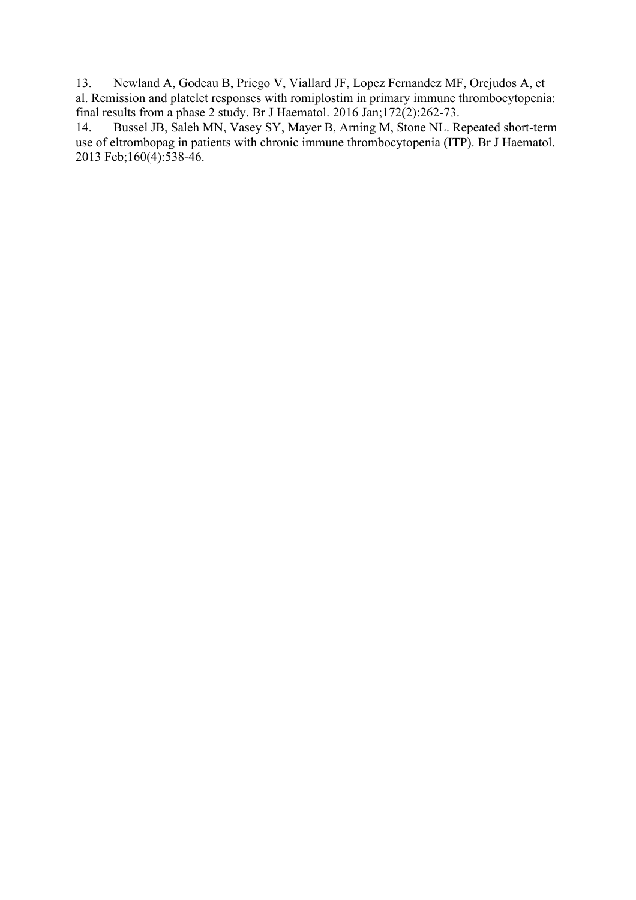13. Newland A, Godeau B, Priego V, Viallard JF, Lopez Fernandez MF, Orejudos A, et al. Remission and platelet responses with romiplostim in primary immune thrombocytopenia: final results from a phase 2 study. Br J Haematol. 2016 Jan;172(2):262-73.
14. Bussel JB, Saleh MN, Vasey SY, Mayer B, Arning M, Stone NL. Repeated short-term use of eltrombopag in patients with chronic immune thrombocytopenia (ITP). Br J Haematol. 2013 Feb;160(4):538-46.